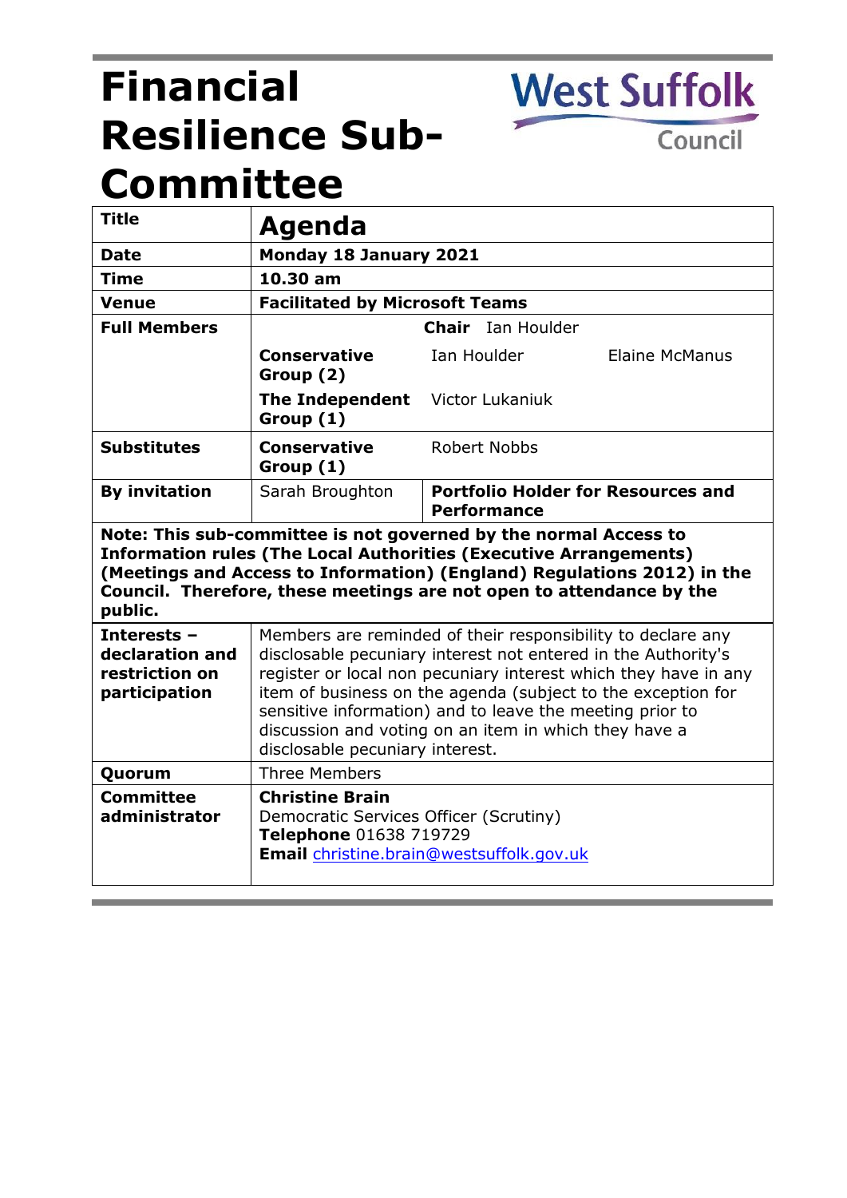# Financial Resilience Sub-Committee

West Suffolk Council

| Title | **Agenda** | |
|---|---|---|
| **Date** | **Monday 18 January 2021** | |
| **Time** | **10.30 am** | |
| **Venue** | **Facilitated by Microsoft Teams** | |
| **Full Members** | **Chair** Ian Houlder | |
| | **Conservative Group (2)** | Ian Houlder    Elaine McManus |
| | **The Independent Group (1)** | Victor Lukaniuk |
| **Substitutes** | **Conservative Group (1)** | Robert Nobbs |
| **By invitation** | Sarah Broughton | **Portfolio Holder for Resources and Performance** |

**Note: This sub-committee is not governed by the normal Access to Information rules (The Local Authorities (Executive Arrangements) (Meetings and Access to Information) (England) Regulations 2012) in the Council. Therefore, these meetings are not open to attendance by the public.**

| | |
|---|---|
| **Interests – declaration and restriction on participation** | Members are reminded of their responsibility to declare any disclosable pecuniary interest not entered in the Authority's register or local non pecuniary interest which they have in any item of business on the agenda (subject to the exception for sensitive information) and to leave the meeting prior to discussion and voting on an item in which they have a disclosable pecuniary interest. |
| **Quorum** | Three Members |
| **Committee administrator** | **Christine Brain**<br>Democratic Services Officer (Scrutiny)<br>**Telephone** 01638 719729<br>**Email** christine.brain@westsuffolk.gov.uk |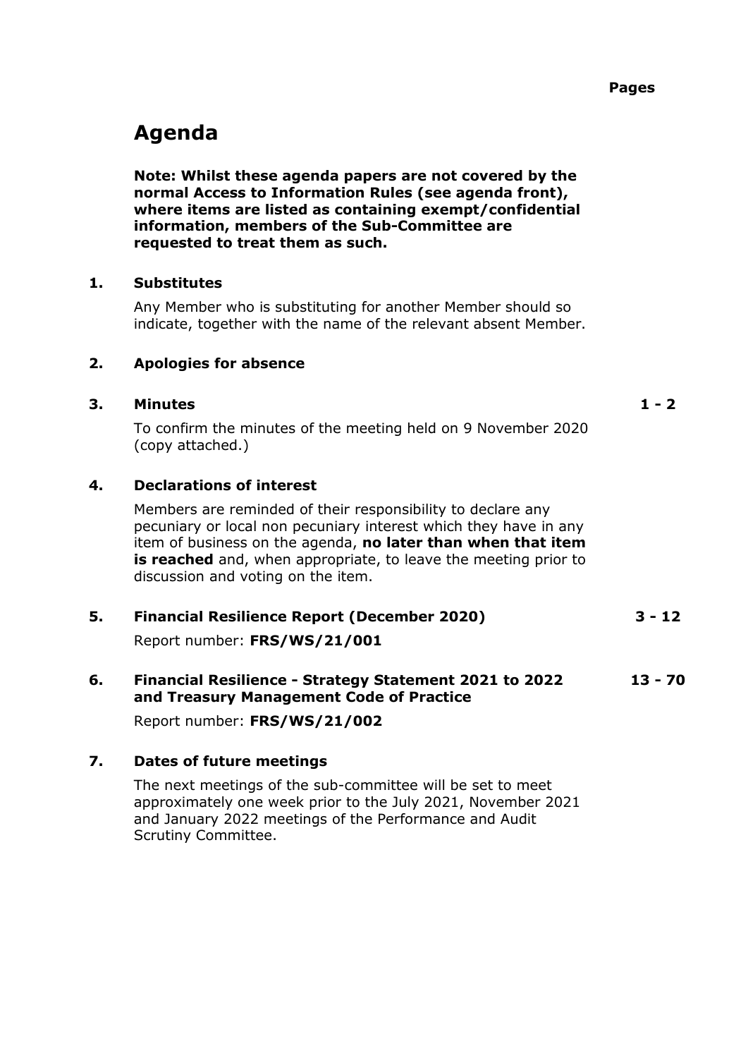**Pages**

# Agenda

**Note: Whilst these agenda papers are not covered by the normal Access to Information Rules (see agenda front), where items are listed as containing exempt/confidential information, members of the Sub-Committee are requested to treat them as such.**

**1. Substitutes**

Any Member who is substituting for another Member should so indicate, together with the name of the relevant absent Member.

**2. Apologies for absence**

**3. Minutes** — **1 - 2**

To confirm the minutes of the meeting held on 9 November 2020 (copy attached.)

**4. Declarations of interest**

Members are reminded of their responsibility to declare any pecuniary or local non pecuniary interest which they have in any item of business on the agenda, **no later than when that item is reached** and, when appropriate, to leave the meeting prior to discussion and voting on the item.

**5. Financial Resilience Report (December 2020)** — **3 - 12**

Report number: **FRS/WS/21/001**

**6. Financial Resilience - Strategy Statement 2021 to 2022 and Treasury Management Code of Practice** — **13 - 70**

Report number: **FRS/WS/21/002**

**7. Dates of future meetings**

The next meetings of the sub-committee will be set to meet approximately one week prior to the July 2021, November 2021 and January 2022 meetings of the Performance and Audit Scrutiny Committee.